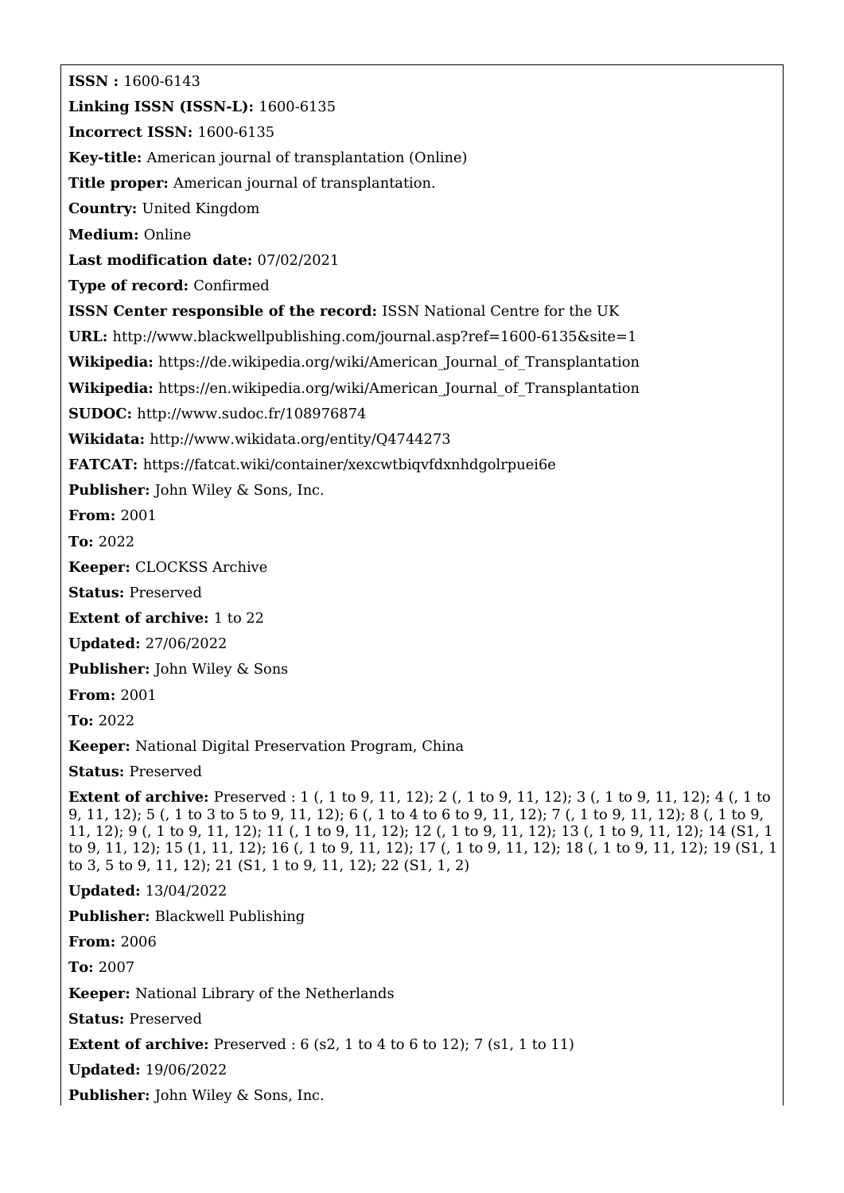**ISSN :** 1600-6143

**Linking ISSN (ISSN-L):** 1600-6135

**Incorrect ISSN:** 1600-6135

**Key-title:** American journal of transplantation (Online)

**Title proper:** American journal of transplantation.

**Country:** United Kingdom

**Medium:** Online

**Last modification date:** 07/02/2021

**Type of record:** Confirmed

**ISSN Center responsible of the record:** ISSN National Centre for the UK

**URL:** http://www.blackwellpublishing.com/journal.asp?ref=1600-6135&site=1

**Wikipedia:** https://de.wikipedia.org/wiki/American_Journal_of_Transplantation

**Wikipedia:** https://en.wikipedia.org/wiki/American_Journal_of_Transplantation

**SUDOC:** http://www.sudoc.fr/108976874

**Wikidata:** http://www.wikidata.org/entity/Q4744273

**FATCAT:** https://fatcat.wiki/container/xexcwtbiqvfdxnhdgolrpuei6e

**Publisher:** John Wiley & Sons, Inc.

**From:** 2001

**To:** 2022

**Keeper:** CLOCKSS Archive

**Status:** Preserved

**Extent of archive:** 1 to 22

**Updated:** 27/06/2022

**Publisher:** John Wiley & Sons

**From:** 2001

**To:** 2022

**Keeper:** National Digital Preservation Program, China

**Status:** Preserved

**Extent of archive:** Preserved : 1 (, 1 to 9, 11, 12); 2 (, 1 to 9, 11, 12); 3 (, 1 to 9, 11, 12); 4 (, 1 to 9, 11, 12); 5 (, 1 to 3 to 5 to 9, 11, 12); 6 (, 1 to 4 to 6 to 9, 11, 12); 7 (, 1 to 9, 11, 12); 8 (, 1 to 9, 11, 12); 9 (, 1 to 9, 11, 12); 11 (, 1 to 9, 11, 12); 12 (, 1 to 9, 11, 12); 13 (, 1 to 9, 11, 12); 14 (S1, 1 to 9, 11, 12); 15 (1, 11, 12); 16 (, 1 to 9, 11, 12); 17 (, 1 to 9, 11, 12); 18 (, 1 to 9, 11, 12); 19 (S1, 1 to 3, 5 to 9, 11, 12); 21 (S1, 1 to 9, 11, 12); 22 (S1, 1, 2)

**Updated:** 13/04/2022

**Publisher:** Blackwell Publishing

**From:** 2006

**To:** 2007

**Keeper:** National Library of the Netherlands

**Status:** Preserved

**Extent of archive:** Preserved : 6 (s2, 1 to 4 to 6 to 12); 7 (s1, 1 to 11)

**Updated:** 19/06/2022

**Publisher:** John Wiley & Sons, Inc.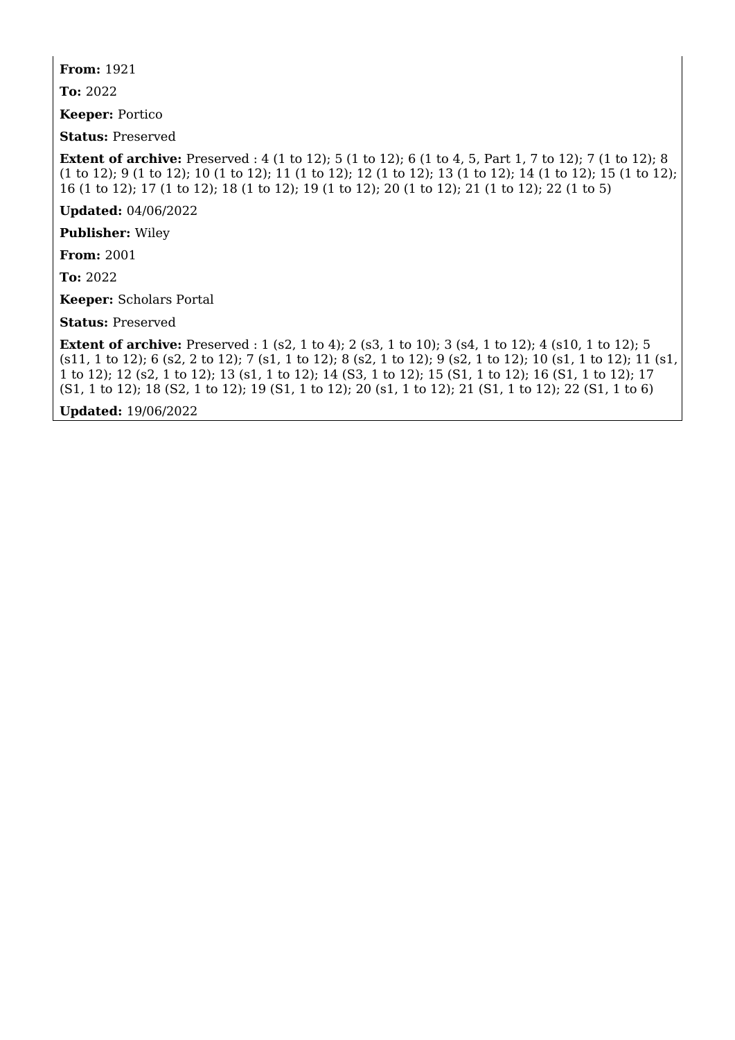**From:** 1921

**To:** 2022

**Keeper:** Portico

**Status:** Preserved

**Extent of archive:** Preserved : 4 (1 to 12); 5 (1 to 12); 6 (1 to 4, 5, Part 1, 7 to 12); 7 (1 to 12); 8 (1 to 12); 9 (1 to 12); 10 (1 to 12); 11 (1 to 12); 12 (1 to 12); 13 (1 to 12); 14 (1 to 12); 15 (1 to 12); 16 (1 to 12); 17 (1 to 12); 18 (1 to 12); 19 (1 to 12); 20 (1 to 12); 21 (1 to 12); 22 (1 to 5)

**Updated:** 04/06/2022

**Publisher:** Wiley

**From:** 2001

**To:** 2022

**Keeper:** Scholars Portal

**Status:** Preserved

**Extent of archive:** Preserved : 1 (s2, 1 to 4); 2 (s3, 1 to 10); 3 (s4, 1 to 12); 4 (s10, 1 to 12); 5 (s11, 1 to 12); 6 (s2, 2 to 12); 7 (s1, 1 to 12); 8 (s2, 1 to 12); 9 (s2, 1 to 12); 10 (s1, 1 to 12); 11 (s1, 1 to 12); 12 (s2, 1 to 12); 13 (s1, 1 to 12); 14 (S3, 1 to 12); 15 (S1, 1 to 12); 16 (S1, 1 to 12); 17 (S1, 1 to 12); 18 (S2, 1 to 12); 19 (S1, 1 to 12); 20 (s1, 1 to 12); 21 (S1, 1 to 12); 22 (S1, 1 to 6)

**Updated:** 19/06/2022